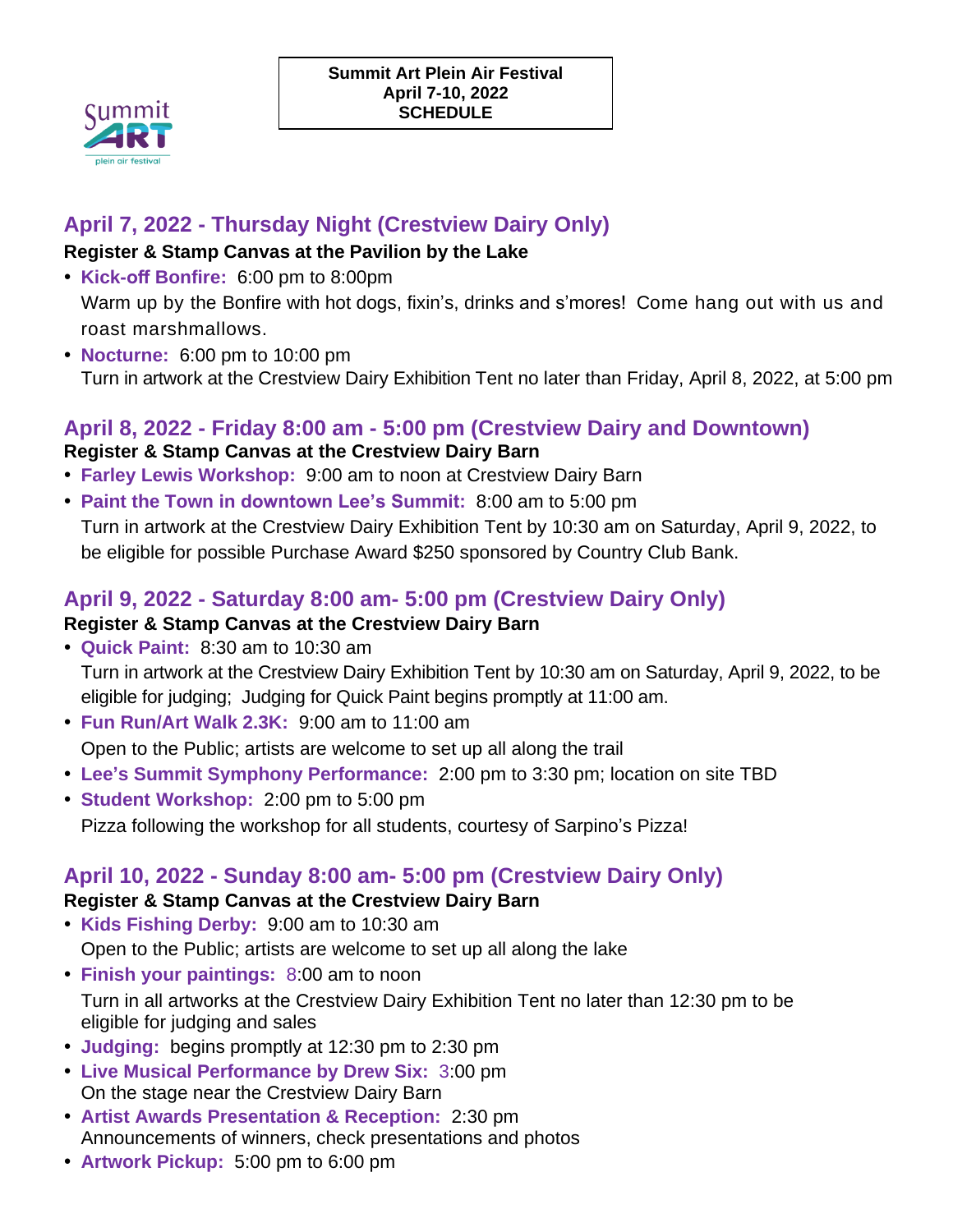**Summit Art Plein Air Festival**
**April 7-10, 2022**
**SCHEDULE**

## April 7, 2022 - Thursday Night (Crestview Dairy Only)

**Register & Stamp Canvas at the Pavilion by the Lake**

- **Kick-off Bonfire:** 6:00 pm to 8:00pm
  Warm up by the Bonfire with hot dogs, fixin's, drinks and s'mores! Come hang out with us and roast marshmallows.
- **Nocturne:** 6:00 pm to 10:00 pm
  Turn in artwork at the Crestview Dairy Exhibition Tent no later than Friday, April 8, 2022, at 5:00 pm

## April 8, 2022 - Friday 8:00 am - 5:00 pm (Crestview Dairy and Downtown)

**Register & Stamp Canvas at the Crestview Dairy Barn**

- **Farley Lewis Workshop:** 9:00 am to noon at Crestview Dairy Barn
- **Paint the Town in downtown Lee's Summit:** 8:00 am to 5:00 pm
  Turn in artwork at the Crestview Dairy Exhibition Tent by 10:30 am on Saturday, April 9, 2022, to be eligible for possible Purchase Award $250 sponsored by Country Club Bank.

## April 9, 2022 - Saturday 8:00 am- 5:00 pm (Crestview Dairy Only)

**Register & Stamp Canvas at the Crestview Dairy Barn**

- **Quick Paint:** 8:30 am to 10:30 am
  Turn in artwork at the Crestview Dairy Exhibition Tent by 10:30 am on Saturday, April 9, 2022, to be eligible for judging; Judging for Quick Paint begins promptly at 11:00 am.
- **Fun Run/Art Walk 2.3K:** 9:00 am to 11:00 am
  Open to the Public; artists are welcome to set up all along the trail
- **Lee's Summit Symphony Performance:** 2:00 pm to 3:30 pm; location on site TBD
- **Student Workshop:** 2:00 pm to 5:00 pm
  Pizza following the workshop for all students, courtesy of Sarpino's Pizza!

## April 10, 2022 - Sunday 8:00 am- 5:00 pm (Crestview Dairy Only)

**Register & Stamp Canvas at the Crestview Dairy Barn**

- **Kids Fishing Derby:** 9:00 am to 10:30 am
  Open to the Public; artists are welcome to set up all along the lake
- **Finish your paintings:** 8:00 am to noon
  Turn in all artworks at the Crestview Dairy Exhibition Tent no later than 12:30 pm to be eligible for judging and sales
- **Judging:** begins promptly at 12:30 pm to 2:30 pm
- **Live Musical Performance by Drew Six:** 3:00 pm
  On the stage near the Crestview Dairy Barn
- **Artist Awards Presentation & Reception:** 2:30 pm
  Announcements of winners, check presentations and photos
- **Artwork Pickup:** 5:00 pm to 6:00 pm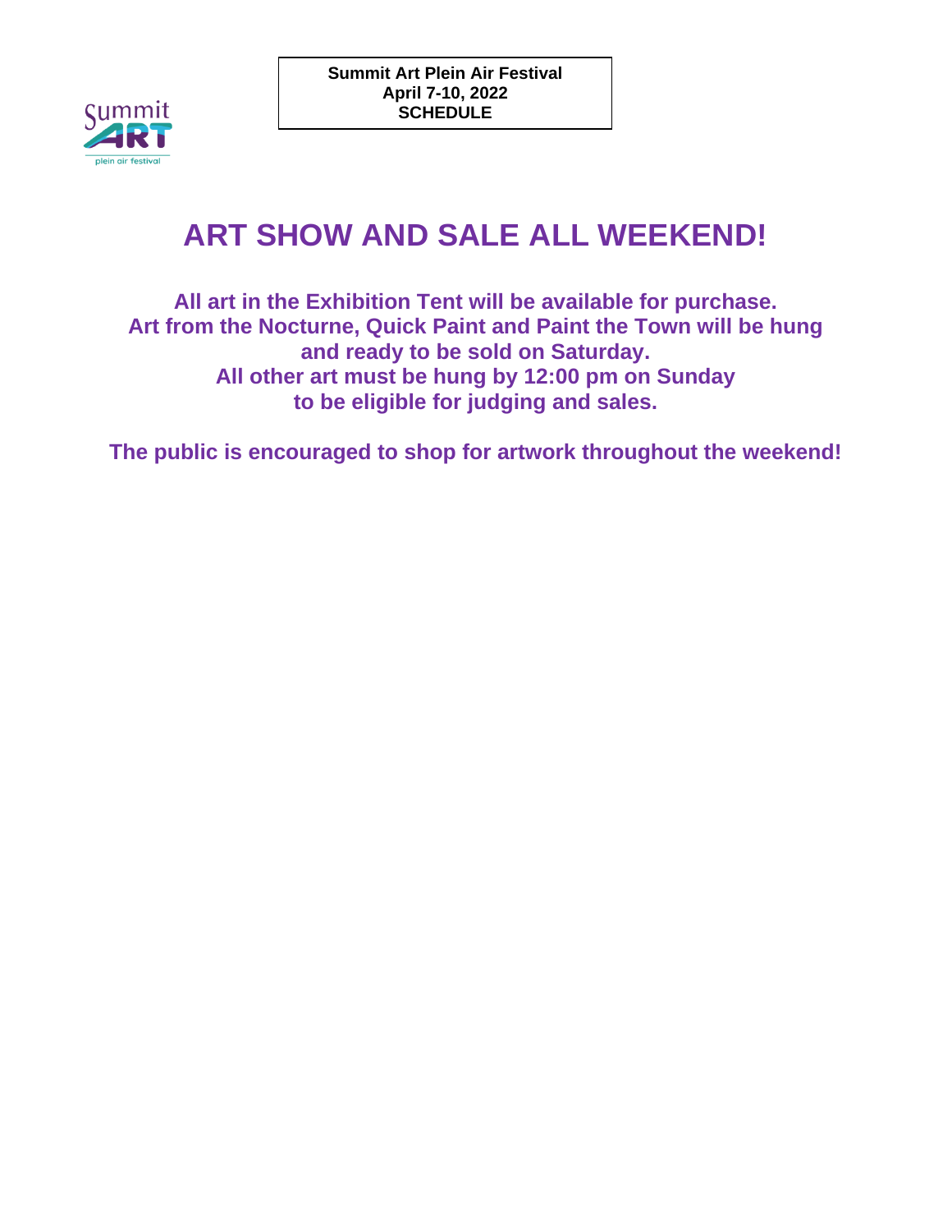# ART SHOW AND SALE ALL WEEKEND!

**All art in the Exhibition Tent will be available for purchase.**
**Art from the Nocturne, Quick Paint and Paint the Town will be hung and ready to be sold on Saturday.**
**All other art must be hung by 12:00 pm on Sunday to be eligible for judging and sales.**

**The public is encouraged to shop for artwork throughout the weekend!**